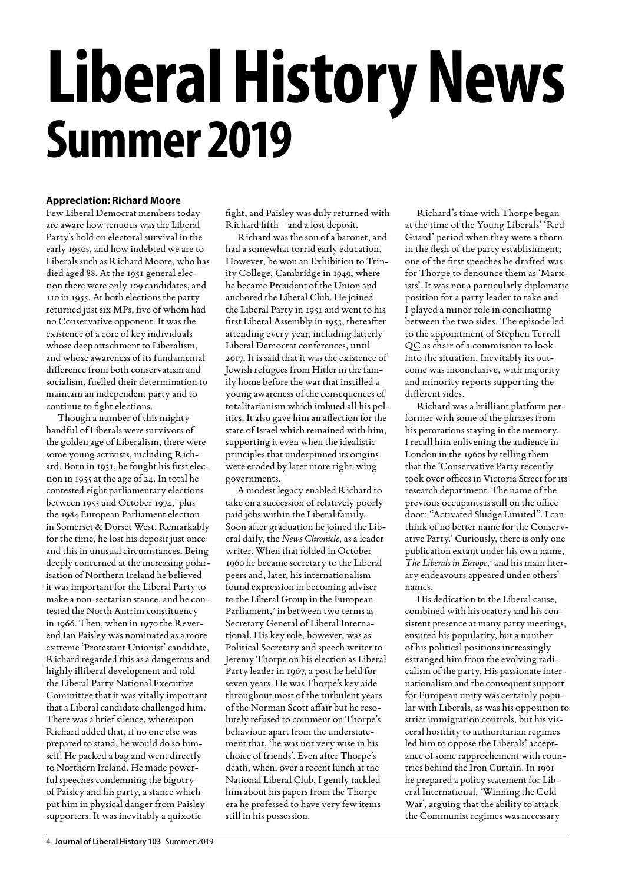# Liberal History News
## Summer 2019

### Appreciation: Richard Moore

Few Liberal Democrat members today are aware how tenuous was the Liberal Party's hold on electoral survival in the early 1950s, and how indebted we are to Liberals such as Richard Moore, who has died aged 88. At the 1951 general election there were only 109 candidates, and 110 in 1955. At both elections the party returned just six MPs, five of whom had no Conservative opponent. It was the existence of a core of key individuals whose deep attachment to Liberalism, and whose awareness of its fundamental difference from both conservatism and socialism, fuelled their determination to maintain an independent party and to continue to fight elections.

Though a number of this mighty handful of Liberals were survivors of the golden age of Liberalism, there were some young activists, including Richard. Born in 1931, he fought his first election in 1955 at the age of 24. In total he contested eight parliamentary elections between 1955 and October 1974,[1] plus the 1984 European Parliament election in Somerset & Dorset West. Remarkably for the time, he lost his deposit just once and this in unusual circumstances. Being deeply concerned at the increasing polarisation of Northern Ireland he believed it was important for the Liberal Party to make a non-sectarian stance, and he contested the North Antrim constituency in 1966. Then, when in 1970 the Reverend Ian Paisley was nominated as a more extreme 'Protestant Unionist' candidate, Richard regarded this as a dangerous and highly illiberal development and told the Liberal Party National Executive Committee that it was vitally important that a Liberal candidate challenged him. There was a brief silence, whereupon Richard added that, if no one else was prepared to stand, he would do so himself. He packed a bag and went directly to Northern Ireland. He made powerful speeches condemning the bigotry of Paisley and his party, a stance which put him in physical danger from Paisley supporters. It was inevitably a quixotic fight, and Paisley was duly returned with Richard fifth – and a lost deposit.

Richard was the son of a baronet, and had a somewhat torrid early education. However, he won an Exhibition to Trinity College, Cambridge in 1949, where he became President of the Union and anchored the Liberal Club. He joined the Liberal Party in 1951 and went to his first Liberal Assembly in 1953, thereafter attending every year, including latterly Liberal Democrat conferences, until 2017. It is said that it was the existence of Jewish refugees from Hitler in the family home before the war that instilled a young awareness of the consequences of totalitarianism which imbued all his politics. It also gave him an affection for the state of Israel which remained with him, supporting it even when the idealistic principles that underpinned its origins were eroded by later more right-wing governments.

A modest legacy enabled Richard to take on a succession of relatively poorly paid jobs within the Liberal family. Soon after graduation he joined the Liberal daily, the *News Chronicle*, as a leader writer. When that folded in October 1960 he became secretary to the Liberal peers and, later, his internationalism found expression in becoming adviser to the Liberal Group in the European Parliament,[2] in between two terms as Secretary General of Liberal International. His key role, however, was as Political Secretary and speech writer to Jeremy Thorpe on his election as Liberal Party leader in 1967, a post he held for seven years. He was Thorpe's key aide throughout most of the turbulent years of the Norman Scott affair but he resolutely refused to comment on Thorpe's behaviour apart from the understatement that, 'he was not very wise in his choice of friends'. Even after Thorpe's death, when, over a recent lunch at the National Liberal Club, I gently tackled him about his papers from the Thorpe era he professed to have very few items still in his possession.

Richard's time with Thorpe began at the time of the Young Liberals' 'Red Guard' period when they were a thorn in the flesh of the party establishment; one of the first speeches he drafted was for Thorpe to denounce them as 'Marxists'. It was not a particularly diplomatic position for a party leader to take and I played a minor role in conciliating between the two sides. The episode led to the appointment of Stephen Terrell QC as chair of a commission to look into the situation. Inevitably its outcome was inconclusive, with majority and minority reports supporting the different sides.

Richard was a brilliant platform performer with some of the phrases from his perorations staying in the memory. I recall him enlivening the audience in London in the 1960s by telling them that the 'Conservative Party recently took over offices in Victoria Street for its research department. The name of the previous occupants is still on the office door: "Activated Sludge Limited". I can think of no better name for the Conservative Party.' Curiously, there is only one publication extant under his own name, *The Liberals in Europe*,[3] and his main literary endeavours appeared under others' names.

His dedication to the Liberal cause, combined with his oratory and his consistent presence at many party meetings, ensured his popularity, but a number of his political positions increasingly estranged him from the evolving radicalism of the party. His passionate internationalism and the consequent support for European unity was certainly popular with Liberals, as was his opposition to strict immigration controls, but his visceral hostility to authoritarian regimes led him to oppose the Liberals' acceptance of some rapprochement with countries behind the Iron Curtain. In 1961 he prepared a policy statement for Liberal International, 'Winning the Cold War', arguing that the ability to attack the Communist regimes was necessary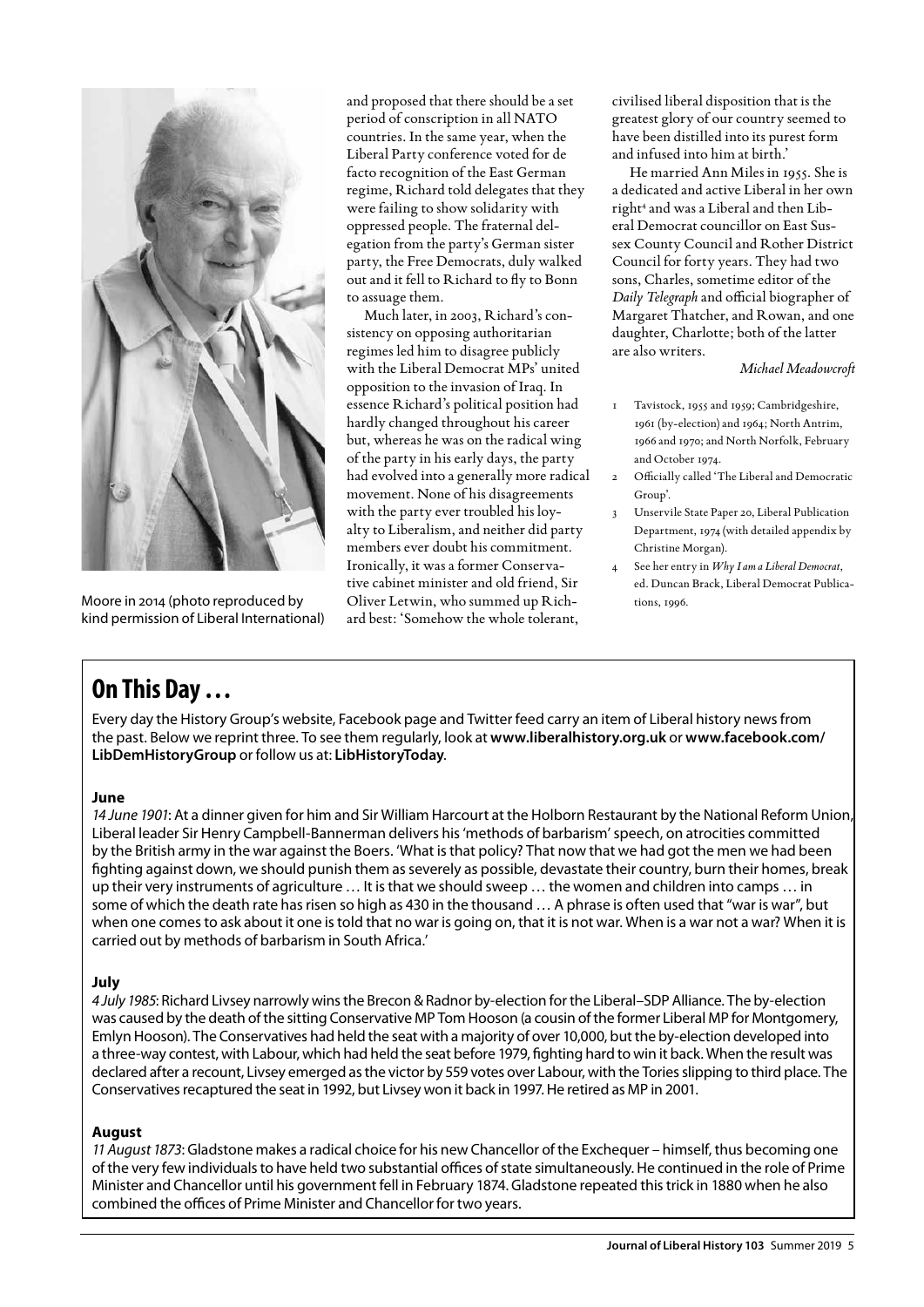Moore in 2014 (photo reproduced by kind permission of Liberal International)

and proposed that there should be a set period of conscription in all NATO countries. In the same year, when the Liberal Party conference voted for de facto recognition of the East German regime, Richard told delegates that they were failing to show solidarity with oppressed people. The fraternal delegation from the party's German sister party, the Free Democrats, duly walked out and it fell to Richard to fly to Bonn to assuage them.

Much later, in 2003, Richard's consistency on opposing authoritarian regimes led him to disagree publicly with the Liberal Democrat MPs' united opposition to the invasion of Iraq. In essence Richard's political position had hardly changed throughout his career but, whereas he was on the radical wing of the party in his early days, the party had evolved into a generally more radical movement. None of his disagreements with the party ever troubled his loyalty to Liberalism, and neither did party members ever doubt his commitment. Ironically, it was a former Conservative cabinet minister and old friend, Sir Oliver Letwin, who summed up Richard best: 'Somehow the whole tolerant, civilised liberal disposition that is the greatest glory of our country seemed to have been distilled into its purest form and infused into him at birth.'

He married Ann Miles in 1955. She is a dedicated and active Liberal in her own right[4] and was a Liberal and then Liberal Democrat councillor on East Sussex County Council and Rother District Council for forty years. They had two sons, Charles, sometime editor of the *Daily Telegraph* and official biographer of Margaret Thatcher, and Rowan, and one daughter, Charlotte; both of the latter are also writers.

*Michael Meadowcroft*

1. Tavistock, 1955 and 1959; Cambridgeshire, 1961 (by-election) and 1964; North Antrim, 1966 and 1970; and North Norfolk, February and October 1974.
2. Officially called 'The Liberal and Democratic Group'.
3. Unservile State Paper 20, Liberal Publication Department, 1974 (with detailed appendix by Christine Morgan).
4. See her entry in *Why I am a Liberal Democrat*, ed. Duncan Brack, Liberal Democrat Publications, 1996.

## On This Day …

Every day the History Group's website, Facebook page and Twitter feed carry an item of Liberal history news from the past. Below we reprint three. To see them regularly, look at **www.liberalhistory.org.uk** or **www.facebook.com/LibDemHistoryGroup** or follow us at: **LibHistoryToday**.

### June

*14 June 1901*: At a dinner given for him and Sir William Harcourt at the Holborn Restaurant by the National Reform Union, Liberal leader Sir Henry Campbell-Bannerman delivers his 'methods of barbarism' speech, on atrocities committed by the British army in the war against the Boers. 'What is that policy? That now that we had got the men we had been fighting against down, we should punish them as severely as possible, devastate their country, burn their homes, break up their very instruments of agriculture … It is that we should sweep … the women and children into camps … in some of which the death rate has risen so high as 430 in the thousand … A phrase is often used that "war is war", but when one comes to ask about it one is told that no war is going on, that it is not war. When is a war not a war? When it is carried out by methods of barbarism in South Africa.'

### July

*4 July 1985*: Richard Livsey narrowly wins the Brecon & Radnor by-election for the Liberal–SDP Alliance. The by-election was caused by the death of the sitting Conservative MP Tom Hooson (a cousin of the former Liberal MP for Montgomery, Emlyn Hooson). The Conservatives had held the seat with a majority of over 10,000, but the by-election developed into a three-way contest, with Labour, which had held the seat before 1979, fighting hard to win it back. When the result was declared after a recount, Livsey emerged as the victor by 559 votes over Labour, with the Tories slipping to third place. The Conservatives recaptured the seat in 1992, but Livsey won it back in 1997. He retired as MP in 2001.

### August

*11 August 1873*: Gladstone makes a radical choice for his new Chancellor of the Exchequer – himself, thus becoming one of the very few individuals to have held two substantial offices of state simultaneously. He continued in the role of Prime Minister and Chancellor until his government fell in February 1874. Gladstone repeated this trick in 1880 when he also combined the offices of Prime Minister and Chancellor for two years.